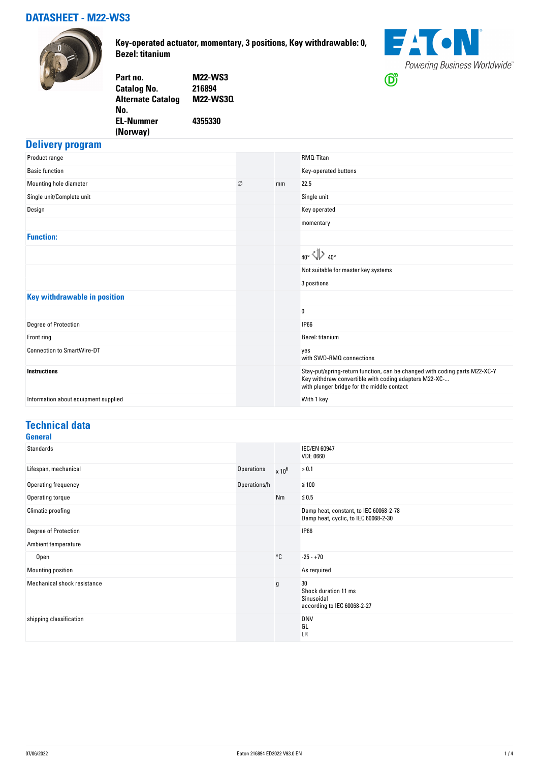# DATASHEET - M22-WS3

**Key-operated actuator, momentary, 3 positions, Key withdrawable: 0, Bezel: titanium**

| | |
|---|---|
| **Part no.** | **M22-WS3** |
| **Catalog No.** | **216894** |
| **Alternate Catalog No.** | **M22-WS3Q** |
| **EL-Nummer (Norway)** | **4355330** |

## Delivery program

| | | | |
|---|---|---|---|
| Product range | | | RMQ-Titan |
| Basic function | | | Key-operated buttons |
| Mounting hole diameter | ∅ | mm | 22.5 |
| Single unit/Complete unit | | | Single unit |
| Design | | | Key operated<br>momentary |
| **Function:** | | | |
| | | | 40° 40° |
| | | | Not suitable for master key systems |
| | | | 3 positions |
| **Key withdrawable in position** | | | |
| | | | 0 |
| Degree of Protection | | | IP66 |
| Front ring | | | Bezel: titanium |
| Connection to SmartWire-DT | | | yes<br>with SWD-RMQ connections |
| **Instructions** | | | Stay-put/spring-return function, can be changed with coding parts M22-XC-Y<br>Key withdraw convertible with coding adapters M22-XC-...<br>with plunger bridge for the middle contact |
| Information about equipment supplied | | | With 1 key |

## Technical data

### General

| | | | |
|---|---|---|---|
| Standards | | | IEC/EN 60947<br>VDE 0660 |
| Lifespan, mechanical | Operations | x $10^6$ | > 0.1 |
| Operating frequency | Operations/h | | ≦ 100 |
| Operating torque | | Nm | ≦ 0.5 |
| Climatic proofing | | | Damp heat, constant, to IEC 60068-2-78<br>Damp heat, cyclic, to IEC 60068-2-30 |
| Degree of Protection | | | IP66 |
| Ambient temperature | | | |
| Open | | °C | -25 - +70 |
| Mounting position | | | As required |
| Mechanical shock resistance | | g | 30<br>Shock duration 11 ms<br>Sinusoidal<br>according to IEC 60068-2-27 |
| shipping classification | | | DNV<br>GL<br>LR |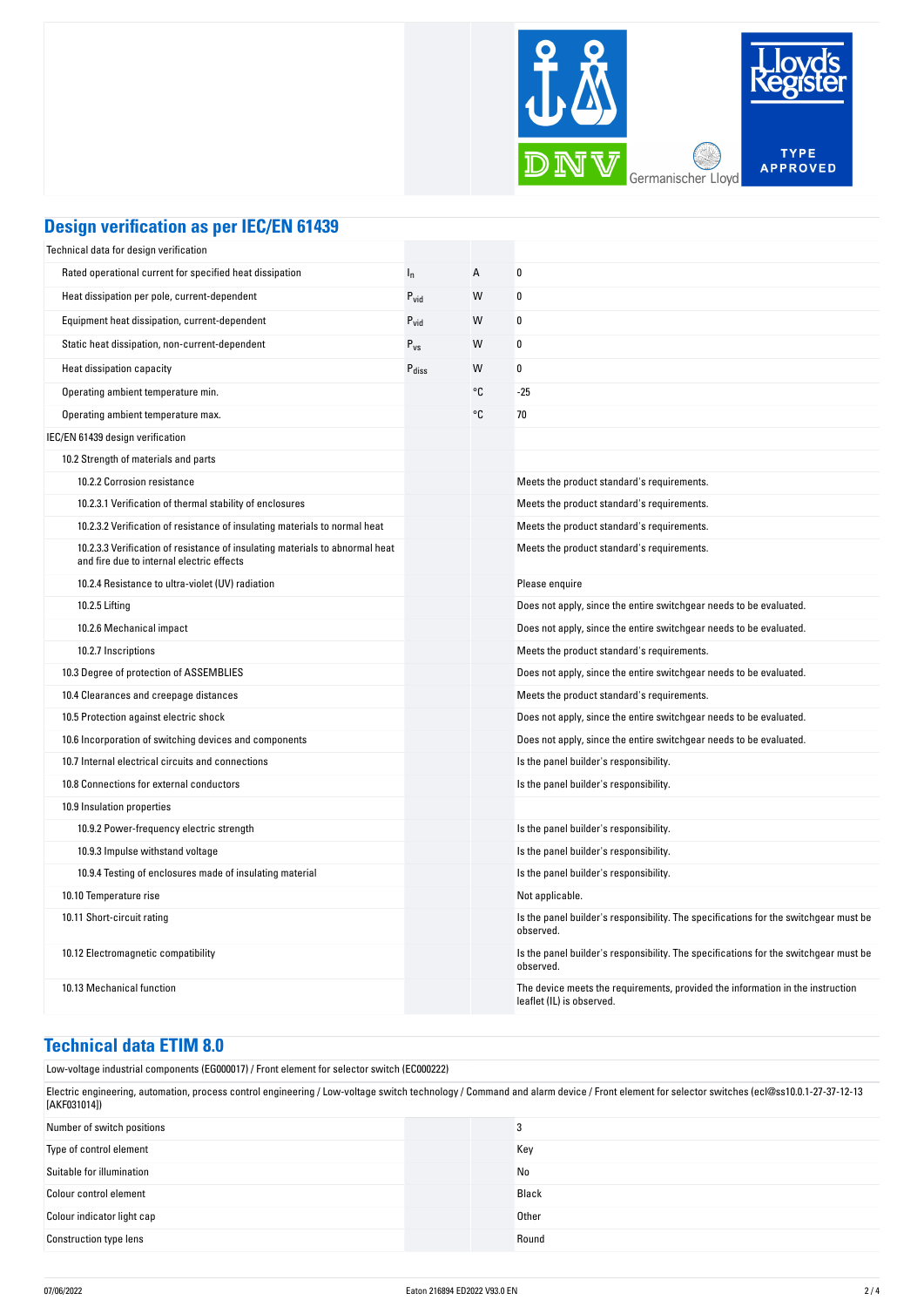## Design verification as per IEC/EN 61439

| Technical data for design verification | | | |
|---|---|---|---|
| Rated operational current for specified heat dissipation | $I_n$ | A | 0 |
| Heat dissipation per pole, current-dependent | $P_{vid}$ | W | 0 |
| Equipment heat dissipation, current-dependent | $P_{vid}$ | W | 0 |
| Static heat dissipation, non-current-dependent | $P_{vs}$ | W | 0 |
| Heat dissipation capacity | $P_{diss}$ | W | 0 |
| Operating ambient temperature min. | | °C | -25 |
| Operating ambient temperature max. | | °C | 70 |
| IEC/EN 61439 design verification | | | |
| 10.2 Strength of materials and parts | | | |
| 10.2.2 Corrosion resistance | | | Meets the product standard's requirements. |
| 10.2.3.1 Verification of thermal stability of enclosures | | | Meets the product standard's requirements. |
| 10.2.3.2 Verification of resistance of insulating materials to normal heat | | | Meets the product standard's requirements. |
| 10.2.3.3 Verification of resistance of insulating materials to abnormal heat and fire due to internal electric effects | | | Meets the product standard's requirements. |
| 10.2.4 Resistance to ultra-violet (UV) radiation | | | Please enquire |
| 10.2.5 Lifting | | | Does not apply, since the entire switchgear needs to be evaluated. |
| 10.2.6 Mechanical impact | | | Does not apply, since the entire switchgear needs to be evaluated. |
| 10.2.7 Inscriptions | | | Meets the product standard's requirements. |
| 10.3 Degree of protection of ASSEMBLIES | | | Does not apply, since the entire switchgear needs to be evaluated. |
| 10.4 Clearances and creepage distances | | | Meets the product standard's requirements. |
| 10.5 Protection against electric shock | | | Does not apply, since the entire switchgear needs to be evaluated. |
| 10.6 Incorporation of switching devices and components | | | Does not apply, since the entire switchgear needs to be evaluated. |
| 10.7 Internal electrical circuits and connections | | | Is the panel builder's responsibility. |
| 10.8 Connections for external conductors | | | Is the panel builder's responsibility. |
| 10.9 Insulation properties | | | |
| 10.9.2 Power-frequency electric strength | | | Is the panel builder's responsibility. |
| 10.9.3 Impulse withstand voltage | | | Is the panel builder's responsibility. |
| 10.9.4 Testing of enclosures made of insulating material | | | Is the panel builder's responsibility. |
| 10.10 Temperature rise | | | Not applicable. |
| 10.11 Short-circuit rating | | | Is the panel builder's responsibility. The specifications for the switchgear must be observed. |
| 10.12 Electromagnetic compatibility | | | Is the panel builder's responsibility. The specifications for the switchgear must be observed. |
| 10.13 Mechanical function | | | The device meets the requirements, provided the information in the instruction leaflet (IL) is observed. |

## Technical data ETIM 8.0

Low-voltage industrial components (EG000017) / Front element for selector switch (EC000222)

Electric engineering, automation, process control engineering / Low-voltage switch technology / Command and alarm device / Front element for selector switches (ecl@ss10.0.1-27-37-12-13 [AKF031014])

| Property | Value |
|---|---|
| Number of switch positions | 3 |
| Type of control element | Key |
| Suitable for illumination | No |
| Colour control element | Black |
| Colour indicator light cap | Other |
| Construction type lens | Round |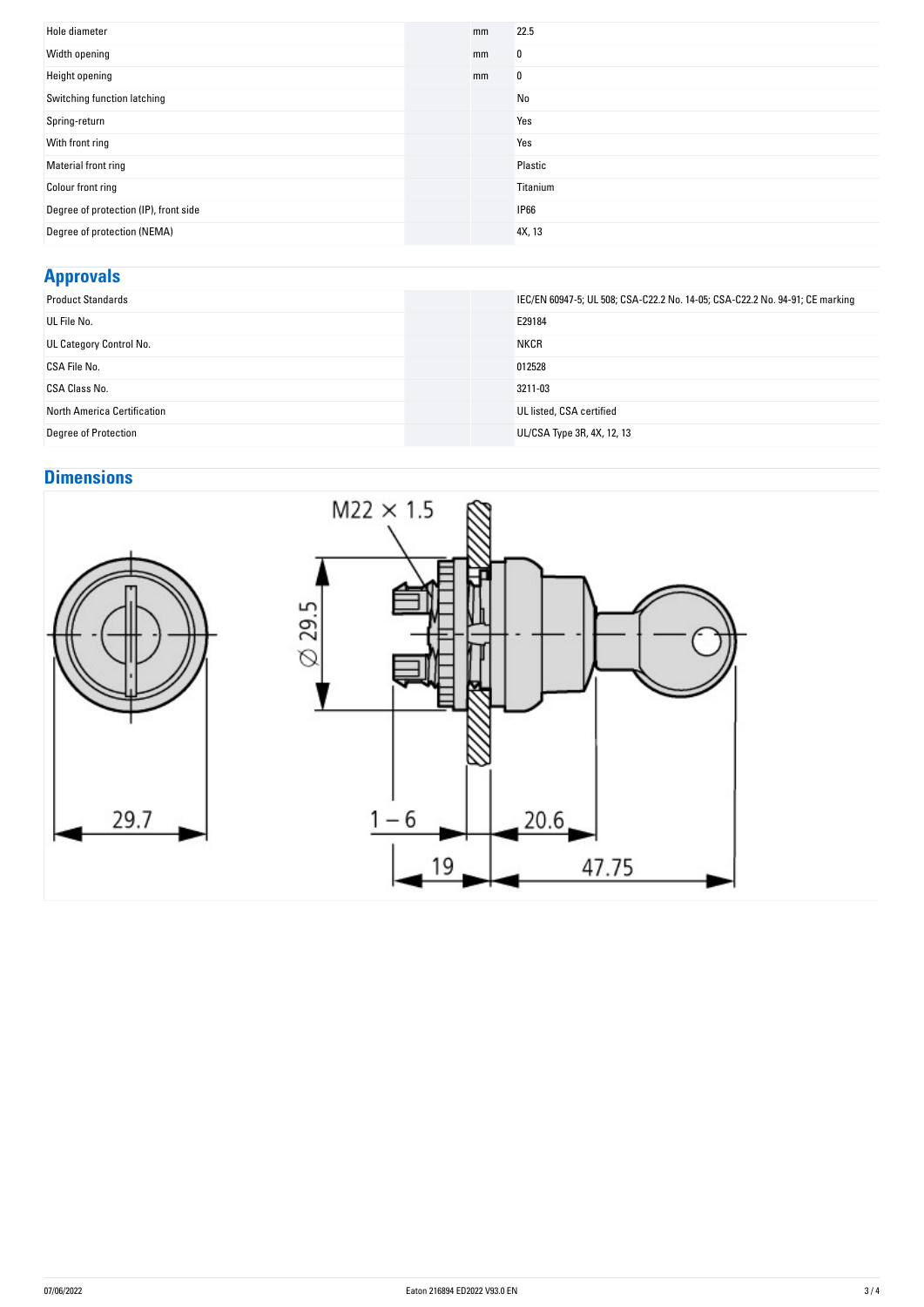| | | |
|---|---|---|
| Hole diameter | mm | 22.5 |
| Width opening | mm | 0 |
| Height opening | mm | 0 |
| Switching function latching | | No |
| Spring-return | | Yes |
| With front ring | | Yes |
| Material front ring | | Plastic |
| Colour front ring | | Titanium |
| Degree of protection (IP), front side | | IP66 |
| Degree of protection (NEMA) | | 4X, 13 |

## Approvals

| | | |
|---|---|---|
| Product Standards | | IEC/EN 60947-5; UL 508; CSA-C22.2 No. 14-05; CSA-C22.2 No. 94-91; CE marking |
| UL File No. | | E29184 |
| UL Category Control No. | | NKCR |
| CSA File No. | | 012528 |
| CSA Class No. | | 3211-03 |
| North America Certification | | UL listed, CSA certified |
| Degree of Protection | | UL/CSA Type 3R, 4X, 12, 13 |

## Dimensions

M22 × 1.5

Ø 29.5

29.7

1 – 6

20.6

19

47.75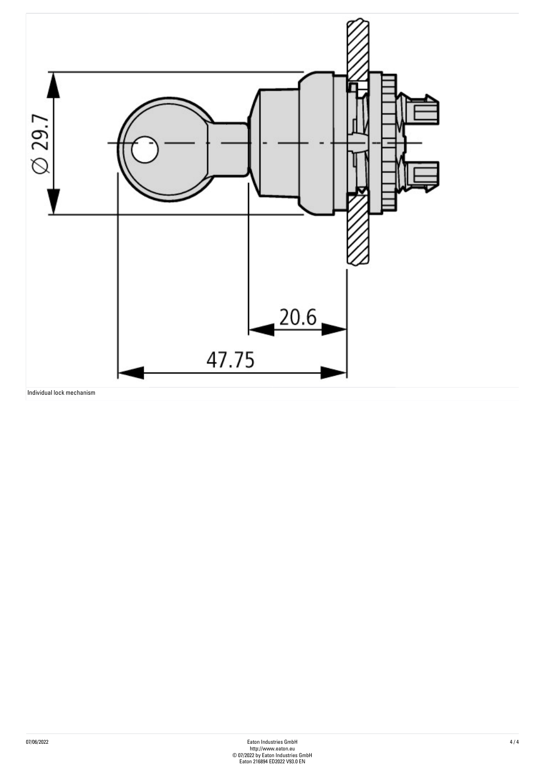Ø 29.7

20.6

47.75

Individual lock mechanism